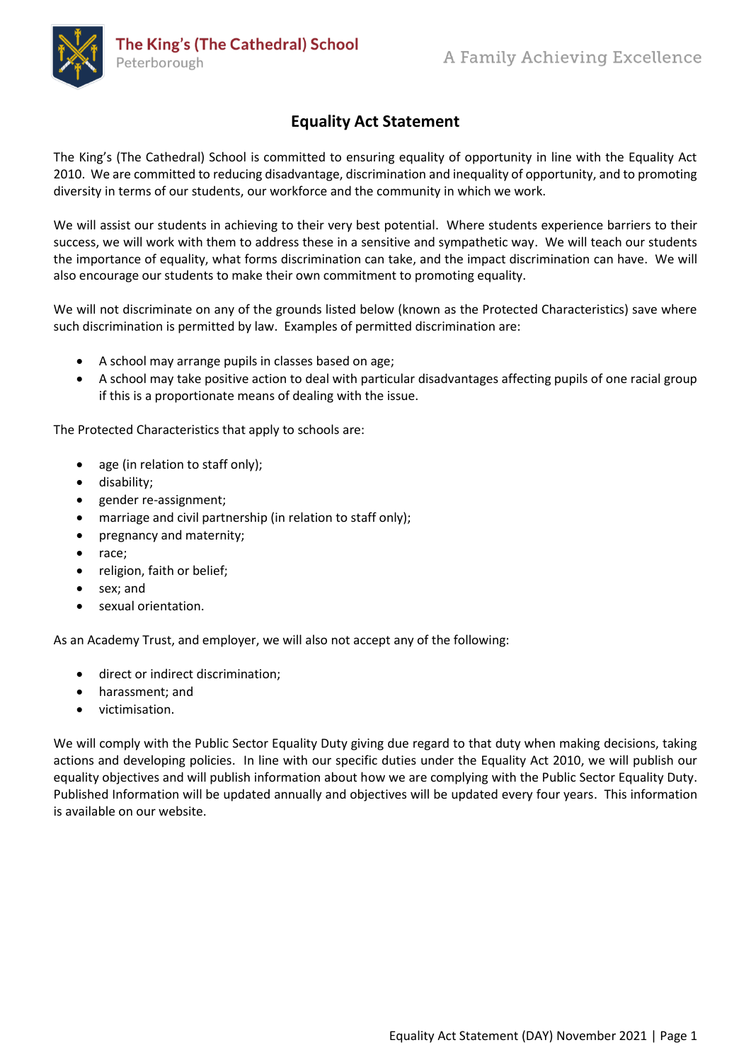# Equality Act Statement

The King's (The Cathedral) School is committed to ensuring equality of opportunity in line with the Equality Act 2010. We are committed to reducing disadvantage, discrimination and inequality of opportunity, and to promoting diversity in terms of our students, our workforce and the community in which we work.

We will assist our students in achieving to their very best potential. Where students experience barriers to their success, we will work with them to address these in a sensitive and sympathetic way. We will teach our students the importance of equality, what forms discrimination can take, and the impact discrimination can have. We will also encourage our students to make their own commitment to promoting equality.

We will not discriminate on any of the grounds listed below (known as the Protected Characteristics) save where such discrimination is permitted by law. Examples of permitted discrimination are:

- A school may arrange pupils in classes based on age;
- A school may take positive action to deal with particular disadvantages affecting pupils of one racial group if this is a proportionate means of dealing with the issue.

The Protected Characteristics that apply to schools are:

- age (in relation to staff only);
- disability;
- gender re-assignment;
- marriage and civil partnership (in relation to staff only);
- pregnancy and maternity;
- race;
- religion, faith or belief;
- sex; and
- sexual orientation.

As an Academy Trust, and employer, we will also not accept any of the following:

- direct or indirect discrimination;
- harassment; and
- victimisation.

We will comply with the Public Sector Equality Duty giving due regard to that duty when making decisions, taking actions and developing policies. In line with our specific duties under the Equality Act 2010, we will publish our equality objectives and will publish information about how we are complying with the Public Sector Equality Duty. Published Information will be updated annually and objectives will be updated every four years. This information is available on our website.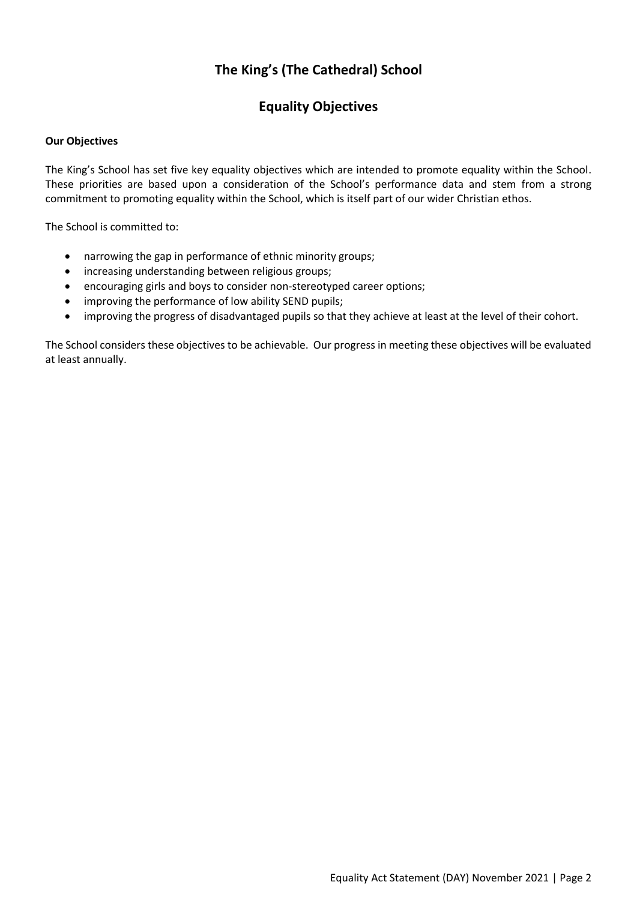# The King's (The Cathedral) School

## Equality Objectives

**Our Objectives**

The King's School has set five key equality objectives which are intended to promote equality within the School. These priorities are based upon a consideration of the School's performance data and stem from a strong commitment to promoting equality within the School, which is itself part of our wider Christian ethos.

The School is committed to:

- narrowing the gap in performance of ethnic minority groups;
- increasing understanding between religious groups;
- encouraging girls and boys to consider non-stereotyped career options;
- improving the performance of low ability SEND pupils;
- improving the progress of disadvantaged pupils so that they achieve at least at the level of their cohort.

The School considers these objectives to be achievable. Our progress in meeting these objectives will be evaluated at least annually.